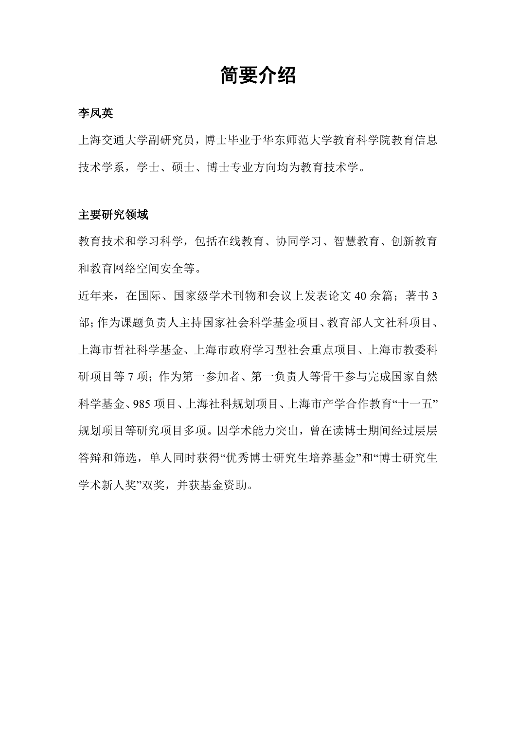# 简要介绍

**李凤英**

上海交通大学副研究员，博士毕业于华东师范大学教育科学学院教育信息技术学系，学士、硕士、博士专业方向均为教育技术学。

**主要研究领域**

教育技术和学习科学，包括在线教育、协同学习、智慧教育、创新教育和教育网络空间安全等。

近年来，在国际、国家级学术刊物和会议上发表论文 40 余篇；著书 3 部；作为课题负责人主持国家社会科学基金项目、教育部人文社科项目、上海市哲社科学基金、上海市政府学习型社会重点项目、上海市教委科研项目等 7 项；作为第一参加者、第一负责人等骨干参与完成国家自然科学基金、985 项目、上海社科规划项目、上海市产学合作教育"十一五"规划项目等研究项目多项。因学术能力突出，曾在读博士期间经过层层答辩和筛选，单人同时获得"优秀博士研究生培养基金"和"博士研究生学术新人奖"双奖，并获基金资助。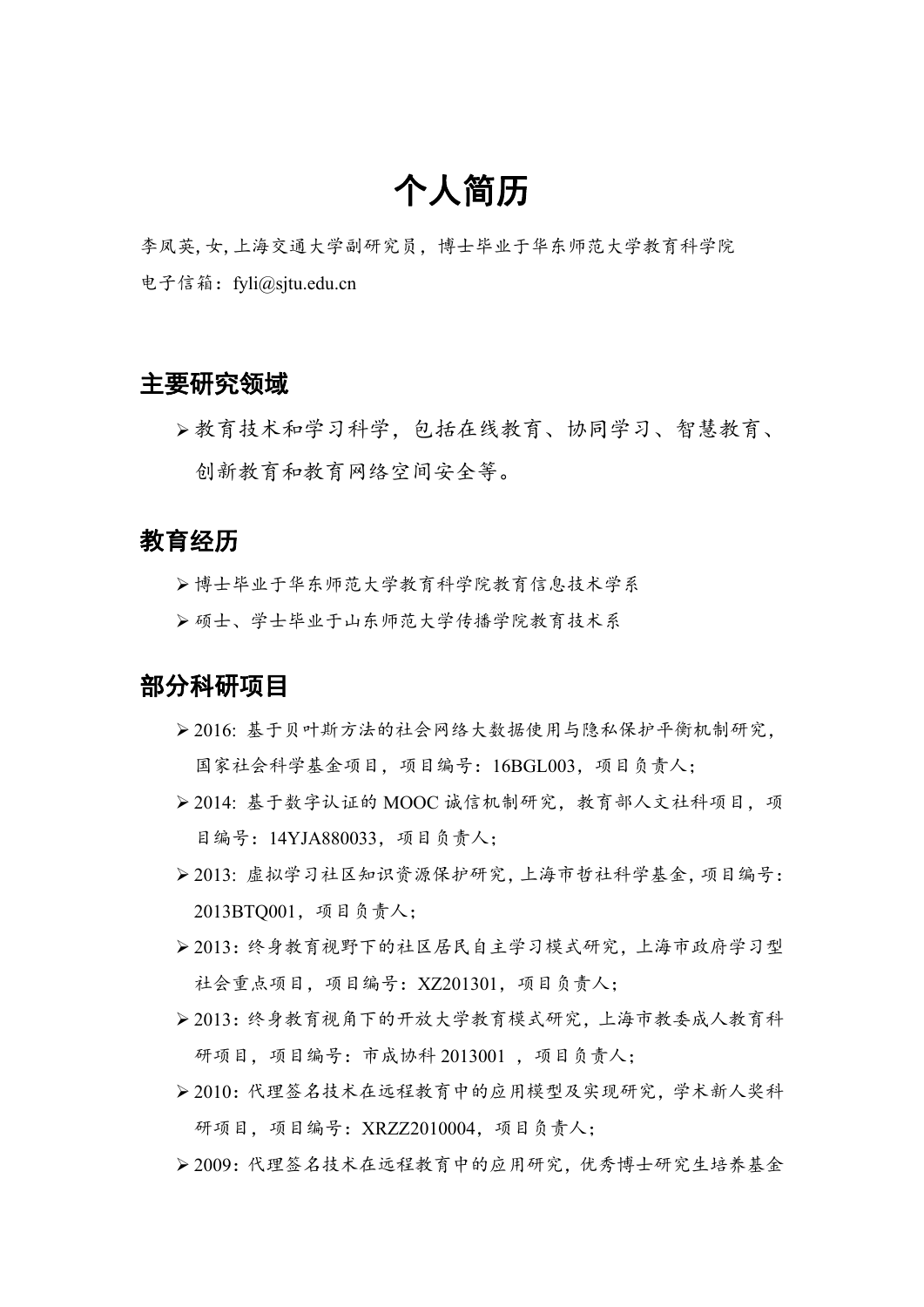# 个人简历

李凤英, 女, 上海交通大学副研究员，博士毕业于华东师范大学教育科学学院

电子信箱：fyli@sjtu.edu.cn

## 主要研究领域

- 教育技术和学习科学，包括在线教育、协同学习、智慧教育、创新教育和教育网络空间安全等。

## 教育经历

- 博士毕业于华东师范大学教育科学学院教育信息技术学系
- 硕士、学士毕业于山东师范大学传播学院教育技术系

## 部分科研项目

- 2016: 基于贝叶斯方法的社会网络大数据使用与隐私保护平衡机制研究，国家社会科学基金项目，项目编号：16BGL003，项目负责人；
- 2014: 基于数字认证的 MOOC 诚信机制研究，教育部人文社科项目，项目编号：14YJA880033，项目负责人；
- 2013: 虚拟学习社区知识资源保护研究, 上海市哲社科学基金, 项目编号: 2013BTQ001，项目负责人；
- 2013：终身教育视野下的社区居民自主学习模式研究，上海市政府学习型社会重点项目，项目编号：XZ201301，项目负责人；
- 2013：终身教育视角下的开放大学教育模式研究，上海市教委成人教育科研项目，项目编号：市成协科 2013001 ，项目负责人；
- 2010：代理签名技术在远程教育中的应用模型及实现研究，学术新人奖科研项目，项目编号：XRZZ2010004，项目负责人；
- 2009：代理签名技术在远程教育中的应用研究，优秀博士研究生培养基金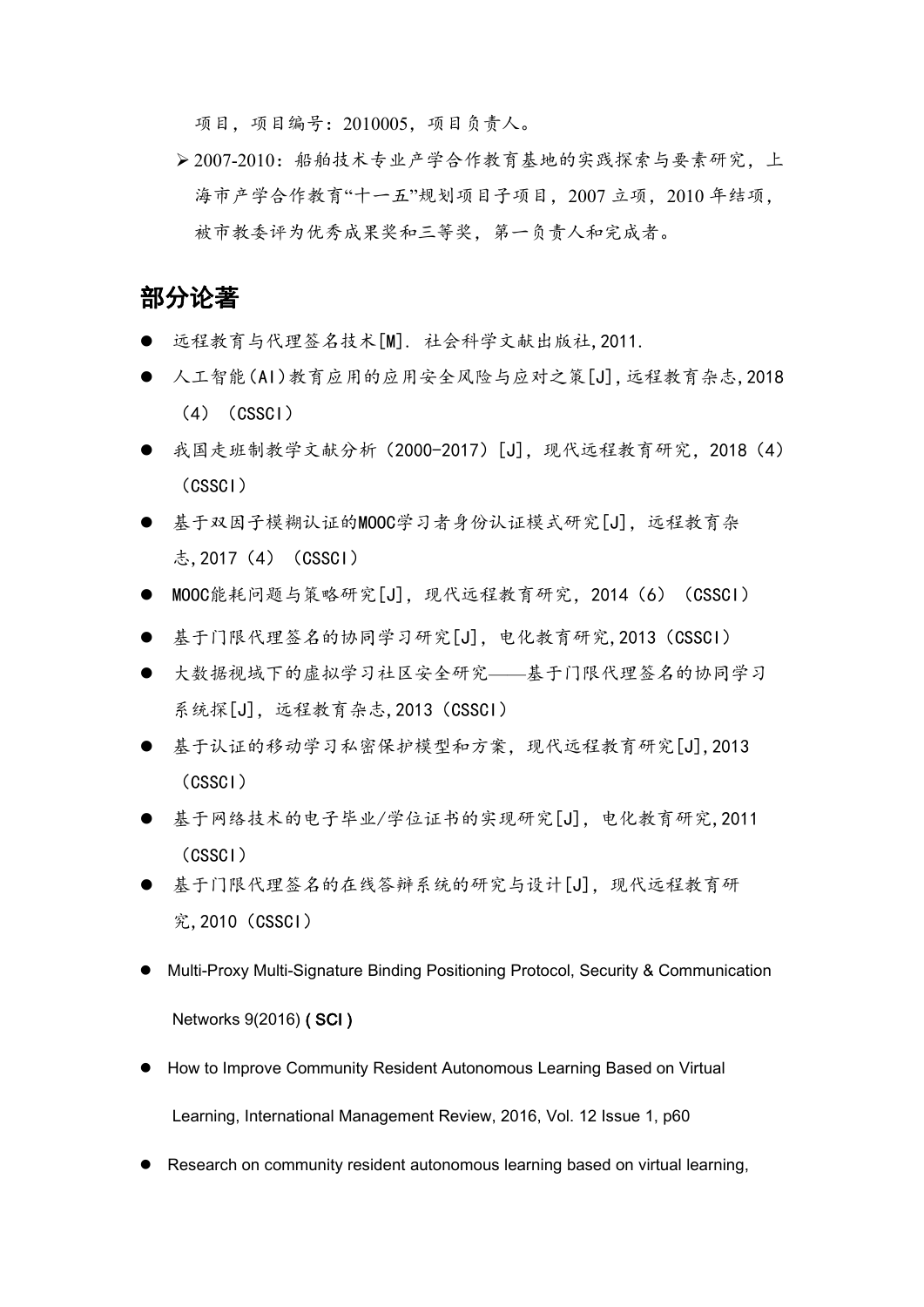项目，项目编号：2010005，项目负责人。

- 2007-2010：船舶技术专业产学合作教育基地的实践探索与要素研究，上海市产学合作教育“十一五”规划项目子项目，2007 立项，2010 年结项，被市教委评为优秀成果奖和三等奖，第一负责人和完成者。

## 部分论著

- 远程教育与代理签名技术[M]. 社会科学文献出版社,2011.
- 人工智能(AI)教育应用的应用安全风险与应对之策[J],远程教育杂志,2018（4）（CSSCI）
- 我国走班制教学文献分析（2000-2017）[J]，现代远程教育研究，2018（4）（CSSCI）
- 基于双因子模糊认证的MOOC学习者身份认证模式研究[J]，远程教育杂志,2017（4）（CSSCI）
- MOOC能耗问题与策略研究[J]，现代远程教育研究，2014（6）（CSSCI）
- 基于门限代理签名的协同学习研究[J]，电化教育研究,2013（CSSCI）
- 大数据视域下的虚拟学习社区安全研究——基于门限代理签名的协同学习系统探[J]，远程教育杂志,2013（CSSCI）
- 基于认证的移动学习私密保护模型和方案，现代远程教育研究[J],2013（CSSCI）
- 基于网络技术的电子毕业/学位证书的实现研究[J]，电化教育研究,2011（CSSCI）
- 基于门限代理签名的在线答辩系统的研究与设计[J]，现代远程教育研究,2010（CSSCI）
- Multi-Proxy Multi-Signature Binding Positioning Protocol, Security & Communication Networks 9(2016) **( SCI )**
- How to Improve Community Resident Autonomous Learning Based on Virtual Learning, International Management Review, 2016, Vol. 12 Issue 1, p60
- Research on community resident autonomous learning based on virtual learning,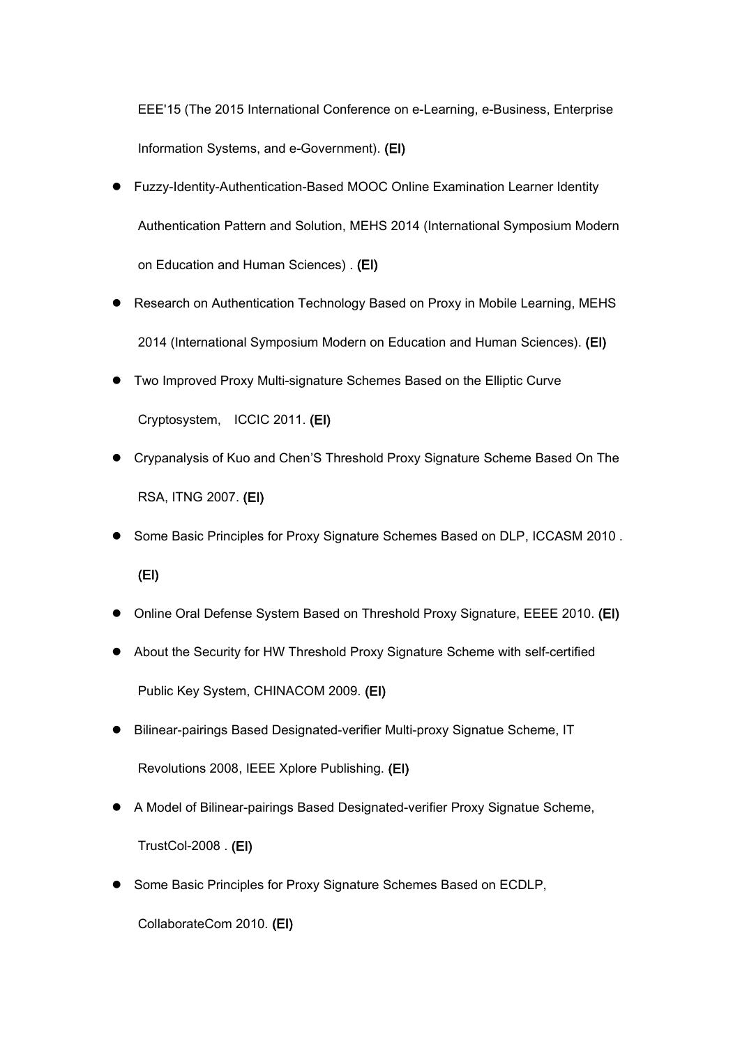EEE'15 (The 2015 International Conference on e-Learning, e-Business, Enterprise Information Systems, and e-Government). **(EI)**

- Fuzzy-Identity-Authentication-Based MOOC Online Examination Learner Identity Authentication Pattern and Solution, MEHS 2014 (International Symposium Modern on Education and Human Sciences) . **(EI)**
- Research on Authentication Technology Based on Proxy in Mobile Learning, MEHS 2014 (International Symposium Modern on Education and Human Sciences). **(EI)**
- Two Improved Proxy Multi-signature Schemes Based on the Elliptic Curve Cryptosystem, ICCIC 2011. **(EI)**
- Crypanalysis of Kuo and Chen'S Threshold Proxy Signature Scheme Based On The RSA, ITNG 2007. **(EI)**
- Some Basic Principles for Proxy Signature Schemes Based on DLP, ICCASM 2010 . **(EI)**
- Online Oral Defense System Based on Threshold Proxy Signature, EEEE 2010. **(EI)**
- About the Security for HW Threshold Proxy Signature Scheme with self-certified Public Key System, CHINACOM 2009. **(EI)**
- Bilinear-pairings Based Designated-verifier Multi-proxy Signatue Scheme, IT Revolutions 2008, IEEE Xplore Publishing. **(EI)**
- A Model of Bilinear-pairings Based Designated-verifier Proxy Signatue Scheme, TrustCol-2008 . **(EI)**
- Some Basic Principles for Proxy Signature Schemes Based on ECDLP, CollaborateCom 2010. **(EI)**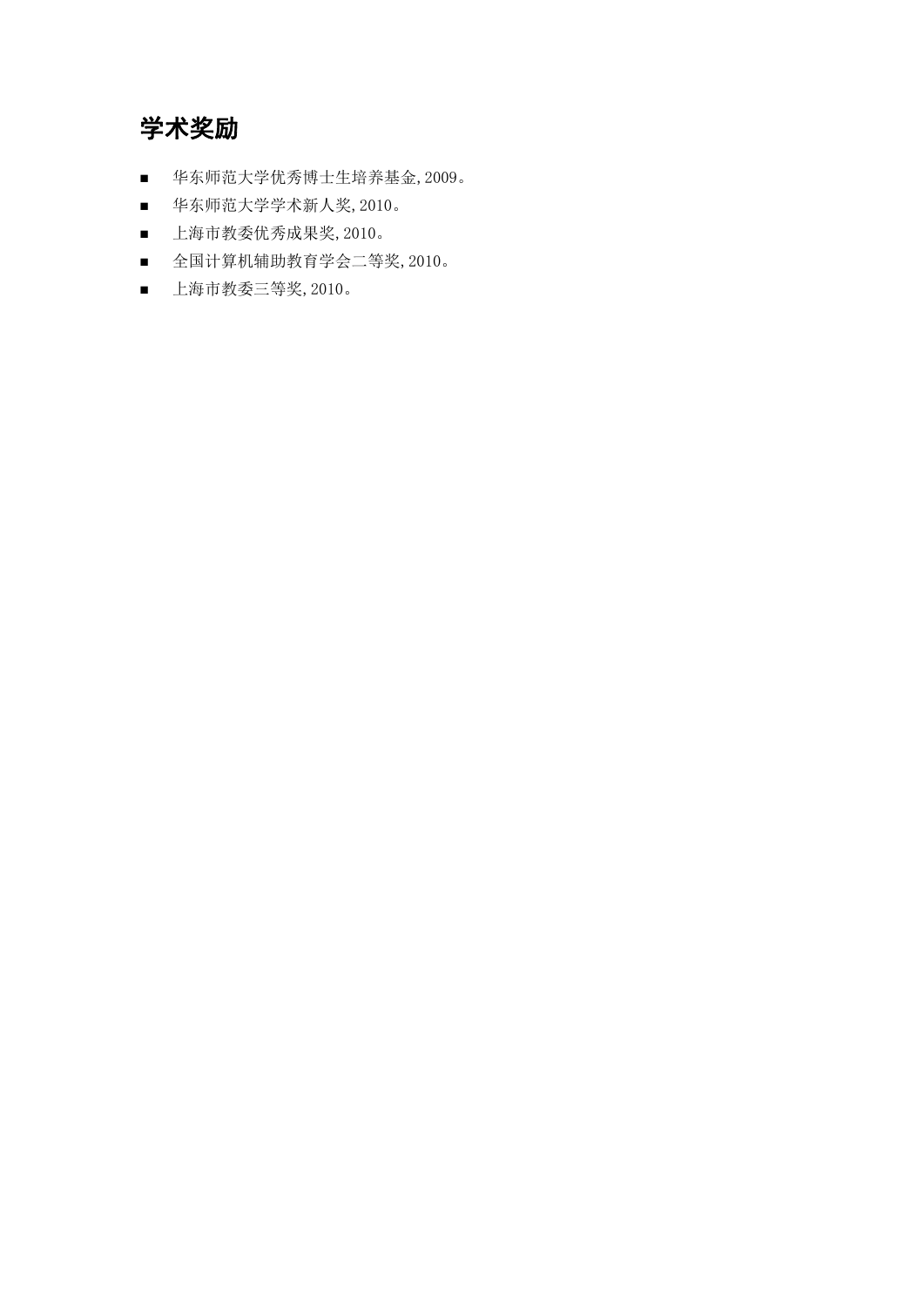## 学术奖励

- 华东师范大学优秀博士生培养基金,2009。
- 华东师范大学学术新人奖,2010。
- 上海市教委优秀成果奖,2010。
- 全国计算机辅助教育学会二等奖,2010。
- 上海市教委三等奖,2010。